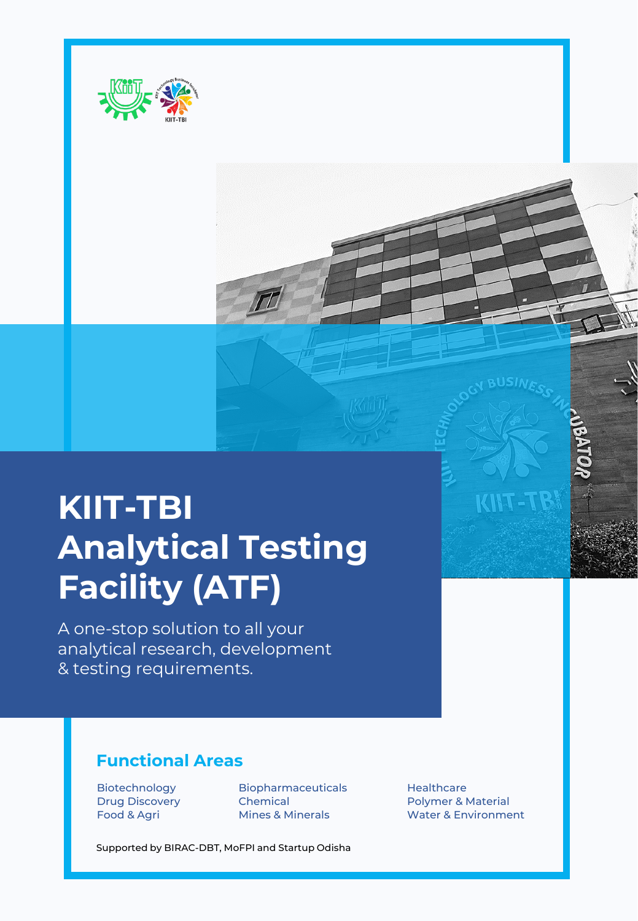# KIIT-TBI Analytical Testing Facility (ATF)

A one-stop solution to all your analytical research, development & testing requirements.

## Functional Areas

- Biotechnology
- Drug Discovery
- Food & Agri
- Biopharmaceuticals
- Chemical
- Mines & Minerals
- Healthcare
- Polymer & Material
- Water & Environment

Supported by BIRAC-DBT, MoFPI and Startup Odisha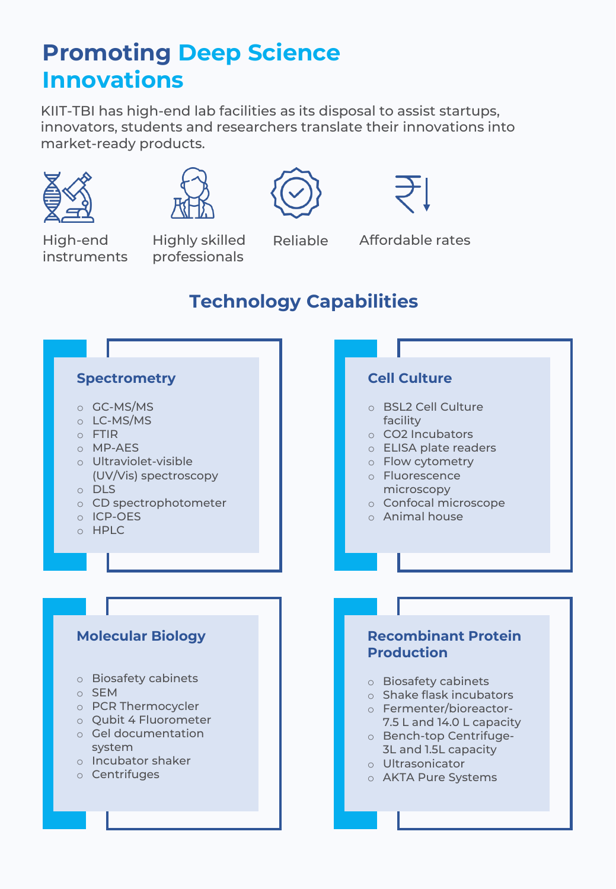# Promoting Deep Science Innovations

KIIT-TBI has high-end lab facilities as its disposal to assist startups, innovators, students and researchers translate their innovations into market-ready products.

- High-end instruments
- Highly skilled professionals
- Reliable
- Affordable rates

## Technology Capabilities

### Spectrometry

- GC-MS/MS
- LC-MS/MS
- FTIR
- MP-AES
- Ultraviolet-visible (UV/Vis) spectroscopy
- DLS
- CD spectrophotometer
- ICP-OES
- HPLC

### Cell Culture

- BSL2 Cell Culture facility
- $CO_2$ Incubators
- ELISA plate readers
- Flow cytometry
- Fluorescence microscopy
- Confocal microscope
- Animal house

### Molecular Biology

- Biosafety cabinets
- SEM
- PCR Thermocycler
- Qubit 4 Fluorometer
- Gel documentation system
- Incubator shaker
- Centrifuges

### Recombinant Protein Production

- Biosafety cabinets
- Shake flask incubators
- Fermenter/bioreactor- 7.5 L and 14.0 L capacity
- Bench-top Centrifuge- 3L and 1.5L capacity
- Ultrasonicator
- AKTA Pure Systems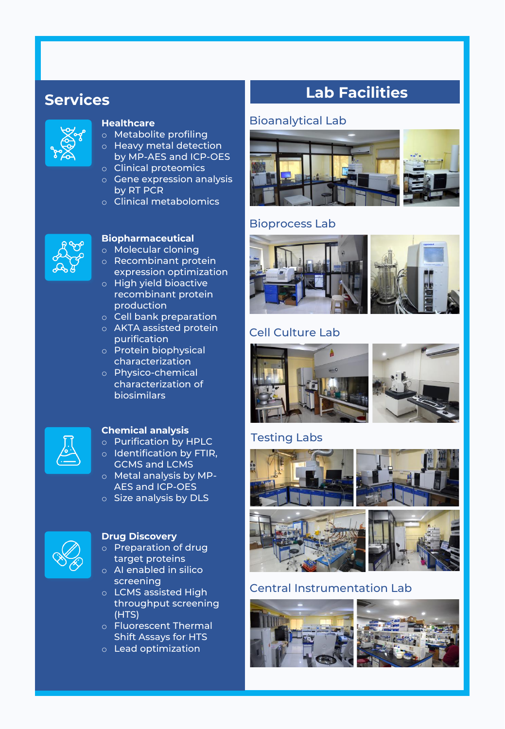## Services

### Healthcare

- Metabolite profiling
- Heavy metal detection by MP-AES and ICP-OES
- Clinical proteomics
- Gene expression analysis by RT PCR
- Clinical metabolomics

### Biopharmaceutical

- Molecular cloning
- Recombinant protein expression optimization
- High yield bioactive recombinant protein production
- Cell bank preparation
- AKTA assisted protein purification
- Protein biophysical characterization
- Physico-chemical characterization of biosimilars

### Chemical analysis

- Purification by HPLC
- Identification by FTIR, GCMS and LCMS
- Metal analysis by MP-AES and ICP-OES
- Size analysis by DLS

### Drug Discovery

- Preparation of drug target proteins
- AI enabled in silico screening
- LCMS assisted High throughput screening (HTS)
- Fluorescent Thermal Shift Assays for HTS
- Lead optimization

## Lab Facilities

### Bioanalytical Lab

### Bioprocess Lab

### Cell Culture Lab

### Testing Labs

### Central Instrumentation Lab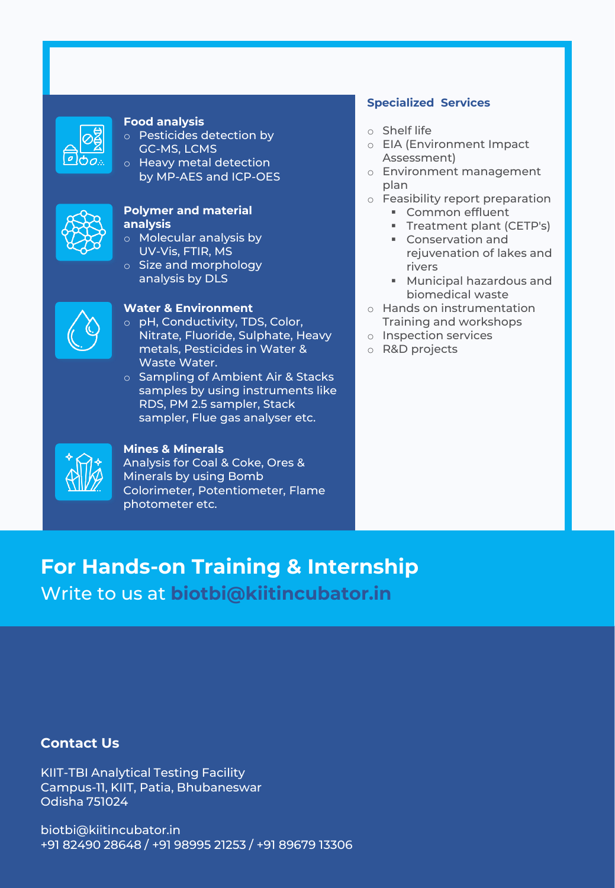### Food analysis

- Pesticides detection by GC-MS, LCMS
- Heavy metal detection by MP-AES and ICP-OES

### Polymer and material analysis

- Molecular analysis by UV-Vis, FTIR, MS
- Size and morphology analysis by DLS

### Water & Environment

- pH, Conductivity, TDS, Color, Nitrate, Fluoride, Sulphate, Heavy metals, Pesticides in Water & Waste Water.
- Sampling of Ambient Air & Stacks samples by using instruments like RDS, PM 2.5 sampler, Stack sampler, Flue gas analyser etc.

### Mines & Minerals

Analysis for Coal & Coke, Ores & Minerals by using Bomb Colorimeter, Potentiometer, Flame photometer etc.

### Specialized Services

- Shelf life
- EIA (Environment Impact Assessment)
- Environment management plan
- Feasibility report preparation
  - Common effluent
  - Treatment plant (CETP's)
  - Conservation and rejuvenation of lakes and rivers
  - Municipal hazardous and biomedical waste
- Hands on instrumentation Training and workshops
- Inspection services
- R&D projects

## For Hands-on Training & Internship

Write to us at **biotbi@kiitincubator.in**

### Contact Us

KIIT-TBI Analytical Testing Facility
Campus-11, KIIT, Patia, Bhubaneswar
Odisha 751024

biotbi@kiitincubator.in
+91 82490 28648 / +91 98995 21253 / +91 89679 13306